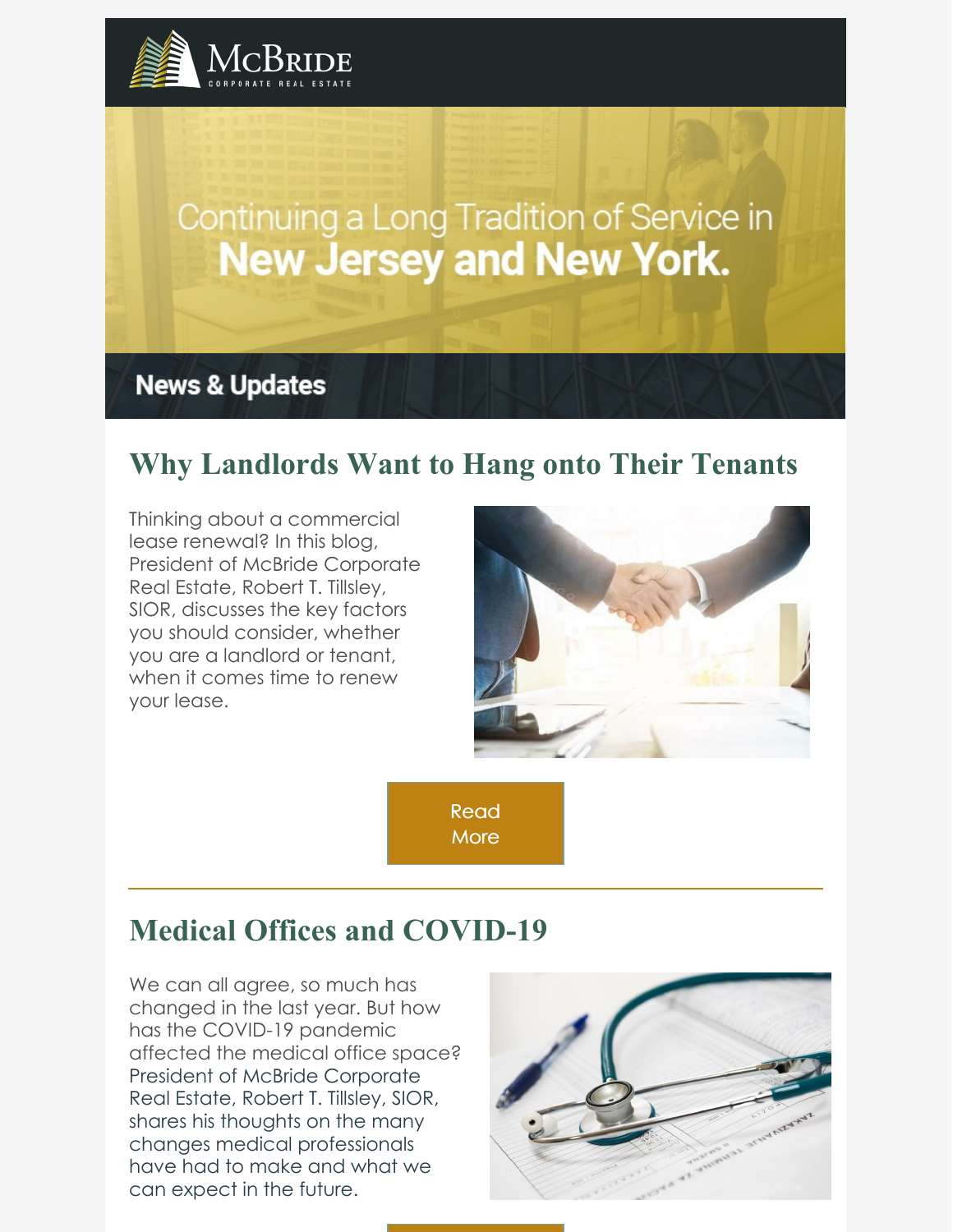McBride
CORPORATE REAL ESTATE

Continuing a Long Tradition of Service in
**New Jersey and New York.**

## News & Updates

## Why Landlords Want to Hang onto Their Tenants

Thinking about a commercial lease renewal? In this blog, President of McBride Corporate Real Estate, Robert T. Tillsley, SIOR, discusses the key factors you should consider, whether you are a landlord or tenant, when it comes time to renew your lease.

Read More

---

## Medical Offices and COVID-19

We can all agree, so much has changed in the last year. But how has the COVID-19 pandemic affected the medical office space? President of McBride Corporate Real Estate, Robert T. Tillsley, SIOR, shares his thoughts on the many changes medical professionals have had to make and what we can expect in the future.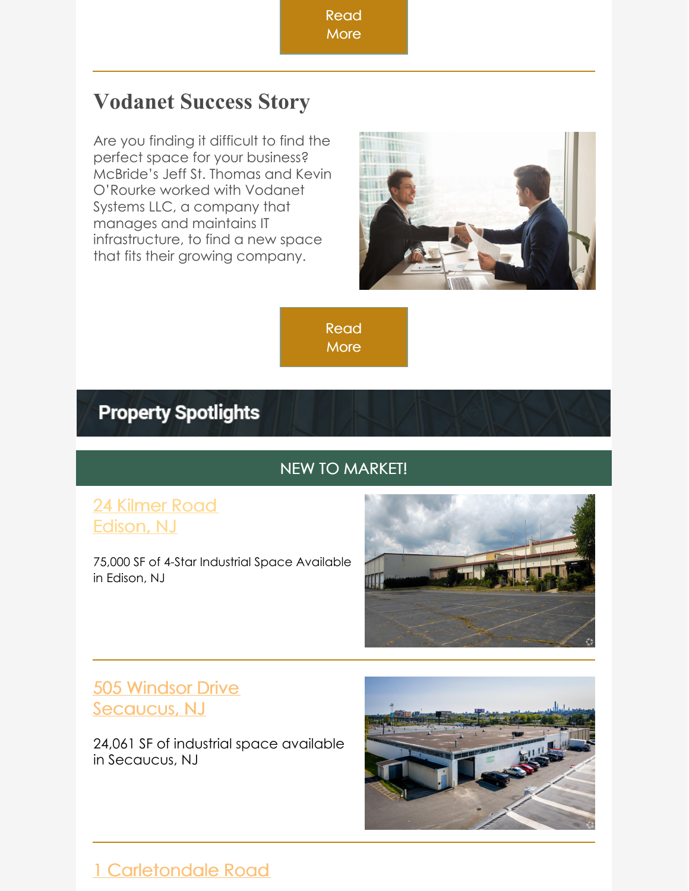Read More

---

## Vodanet Success Story

Are you finding it difficult to find the perfect space for your business? McBride's Jeff St. Thomas and Kevin O'Rourke worked with Vodanet Systems LLC, a company that manages and maintains IT infrastructure, to find a new space that fits their growing company.

Read More

## Property Spotlights

### NEW TO MARKET!

24 Kilmer Road
Edison, NJ

75,000 SF of 4-Star Industrial Space Available in Edison, NJ

---

505 Windsor Drive
Secaucus, NJ

24,061 SF of industrial space available in Secaucus, NJ

---

1 Carletondale Road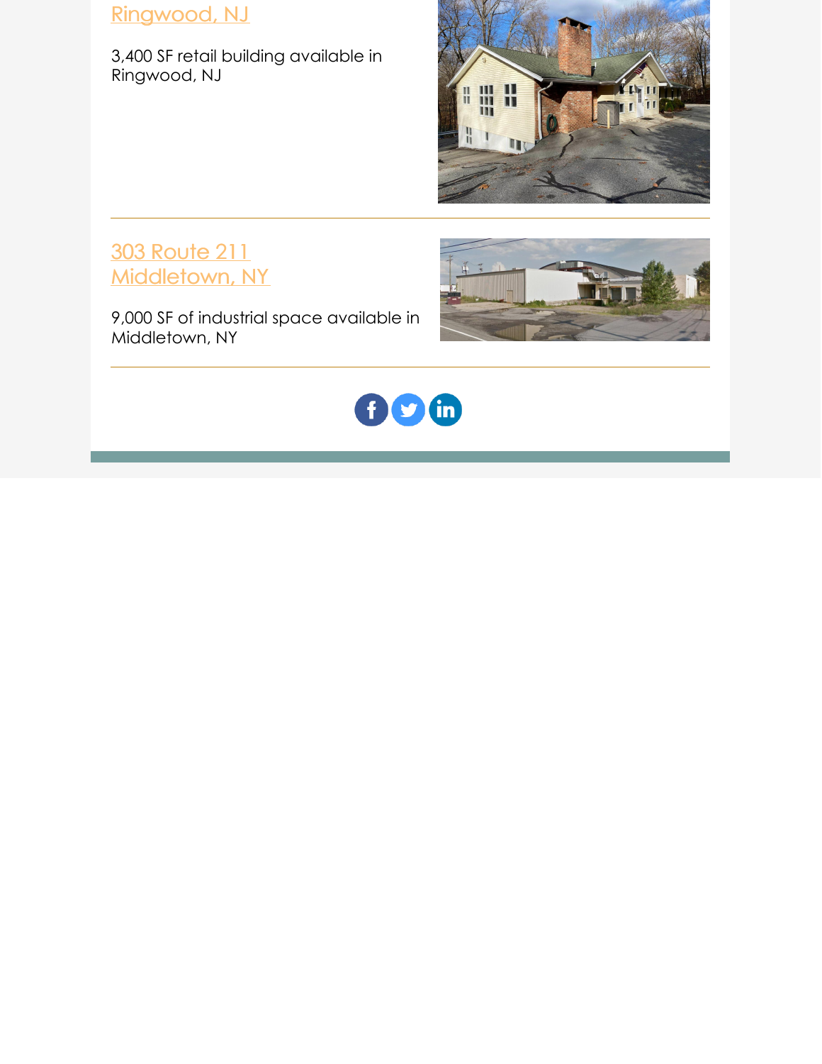Ringwood, NJ

3,400 SF retail building available in Ringwood, NJ

---

303 Route 211
Middletown, NY

9,000 SF of industrial space available in Middletown, NY

---